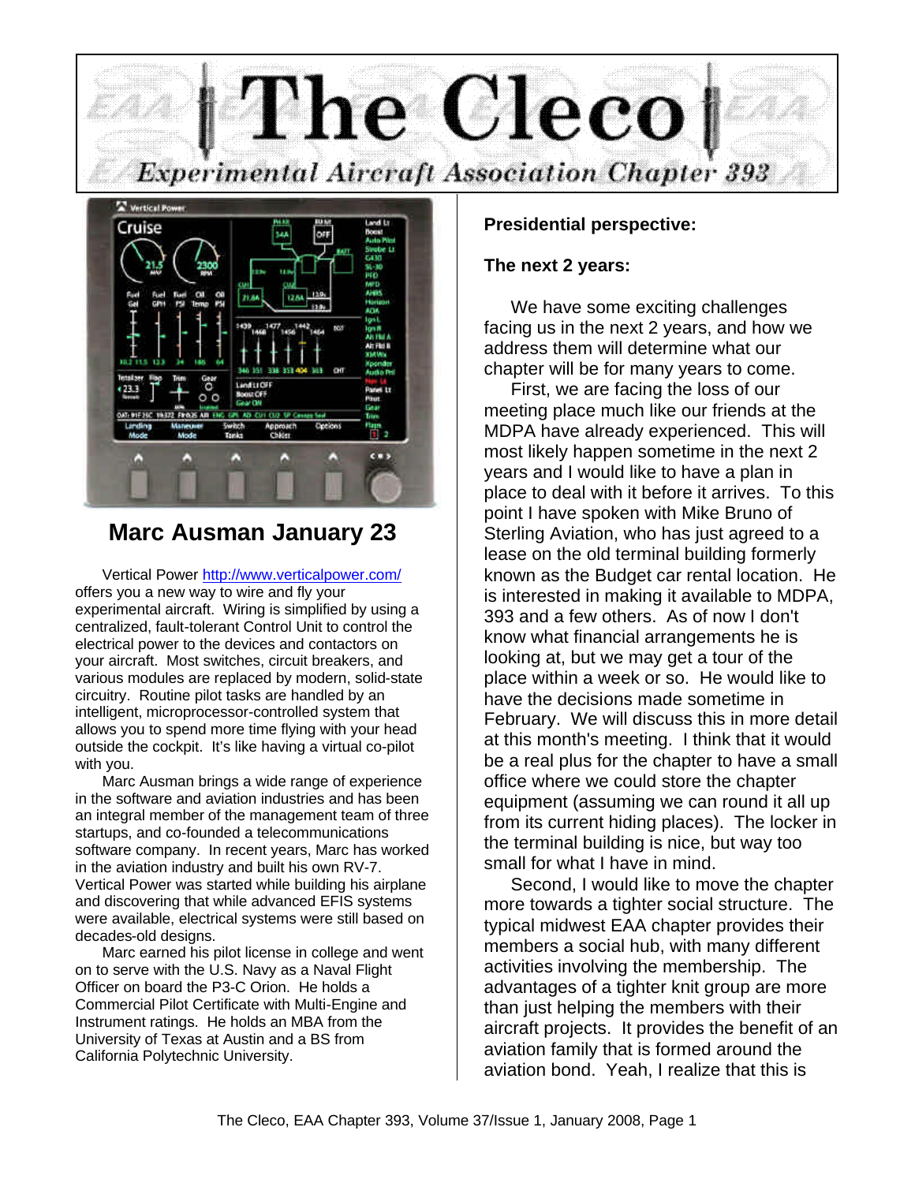# The Cleco

## Experimental Aircraft Association Chapter 393

## Marc Ausman January 23

Vertical Power http://www.verticalpower.com/ offers you a new way to wire and fly your experimental aircraft. Wiring is simplified by using a centralized, fault-tolerant Control Unit to control the electrical power to the devices and contactors on your aircraft. Most switches, circuit breakers, and various modules are replaced by modern, solid-state circuitry. Routine pilot tasks are handled by an intelligent, microprocessor-controlled system that allows you to spend more time flying with your head outside the cockpit. It's like having a virtual co-pilot with you.

Marc Ausman brings a wide range of experience in the software and aviation industries and has been an integral member of the management team of three startups, and co-founded a telecommunications software company. In recent years, Marc has worked in the aviation industry and built his own RV-7. Vertical Power was started while building his airplane and discovering that while advanced EFIS systems were available, electrical systems were still based on decades-old designs.

Marc earned his pilot license in college and went on to serve with the U.S. Navy as a Naval Flight Officer on board the P3-C Orion. He holds a Commercial Pilot Certificate with Multi-Engine and Instrument ratings. He holds an MBA from the University of Texas at Austin and a BS from California Polytechnic University.

**Presidential perspective:**

**The next 2 years:**

We have some exciting challenges facing us in the next 2 years, and how we address them will determine what our chapter will be for many years to come.

First, we are facing the loss of our meeting place much like our friends at the MDPA have already experienced. This will most likely happen sometime in the next 2 years and I would like to have a plan in place to deal with it before it arrives. To this point I have spoken with Mike Bruno of Sterling Aviation, who has just agreed to a lease on the old terminal building formerly known as the Budget car rental location. He is interested in making it available to MDPA, 393 and a few others. As of now I don't know what financial arrangements he is looking at, but we may get a tour of the place within a week or so. He would like to have the decisions made sometime in February. We will discuss this in more detail at this month's meeting. I think that it would be a real plus for the chapter to have a small office where we could store the chapter equipment (assuming we can round it all up from its current hiding places). The locker in the terminal building is nice, but way too small for what I have in mind.

Second, I would like to move the chapter more towards a tighter social structure. The typical midwest EAA chapter provides their members a social hub, with many different activities involving the membership. The advantages of a tighter knit group are more than just helping the members with their aircraft projects. It provides the benefit of an aviation family that is formed around the aviation bond. Yeah, I realize that this is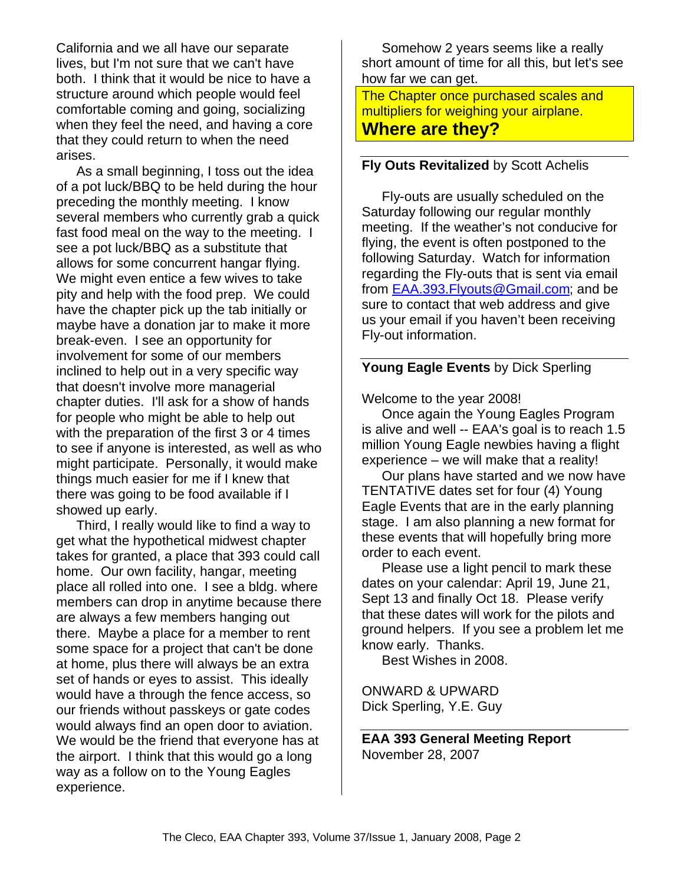California and we all have our separate lives, but I'm not sure that we can't have both. I think that it would be nice to have a structure around which people would feel comfortable coming and going, socializing when they feel the need, and having a core that they could return to when the need arises.

As a small beginning, I toss out the idea of a pot luck/BBQ to be held during the hour preceding the monthly meeting. I know several members who currently grab a quick fast food meal on the way to the meeting. I see a pot luck/BBQ as a substitute that allows for some concurrent hangar flying. We might even entice a few wives to take pity and help with the food prep. We could have the chapter pick up the tab initially or maybe have a donation jar to make it more break-even. I see an opportunity for involvement for some of our members inclined to help out in a very specific way that doesn't involve more managerial chapter duties. I'll ask for a show of hands for people who might be able to help out with the preparation of the first 3 or 4 times to see if anyone is interested, as well as who might participate. Personally, it would make things much easier for me if I knew that there was going to be food available if I showed up early.

Third, I really would like to find a way to get what the hypothetical midwest chapter takes for granted, a place that 393 could call home. Our own facility, hangar, meeting place all rolled into one. I see a bldg. where members can drop in anytime because there are always a few members hanging out there. Maybe a place for a member to rent some space for a project that can't be done at home, plus there will always be an extra set of hands or eyes to assist. This ideally would have a through the fence access, so our friends without passkeys or gate codes would always find an open door to aviation. We would be the friend that everyone has at the airport. I think that this would go a long way as a follow on to the Young Eagles experience.

Somehow 2 years seems like a really short amount of time for all this, but let's see how far we can get.

The Chapter once purchased scales and multipliers for weighing your airplane.
**Where are they?**

---

**Fly Outs Revitalized** by Scott Achelis

Fly-outs are usually scheduled on the Saturday following our regular monthly meeting. If the weather's not conducive for flying, the event is often postponed to the following Saturday. Watch for information regarding the Fly-outs that is sent via email from EAA.393.Flyouts@Gmail.com; and be sure to contact that web address and give us your email if you haven't been receiving Fly-out information.

---

**Young Eagle Events** by Dick Sperling

Welcome to the year 2008!

Once again the Young Eagles Program is alive and well -- EAA's goal is to reach 1.5 million Young Eagle newbies having a flight experience – we will make that a reality!

Our plans have started and we now have TENTATIVE dates set for four (4) Young Eagle Events that are in the early planning stage. I am also planning a new format for these events that will hopefully bring more order to each event.

Please use a light pencil to mark these dates on your calendar: April 19, June 21, Sept 13 and finally Oct 18. Please verify that these dates will work for the pilots and ground helpers. If you see a problem let me know early. Thanks.

Best Wishes in 2008.

ONWARD & UPWARD
Dick Sperling, Y.E. Guy

---

**EAA 393 General Meeting Report**
November 28, 2007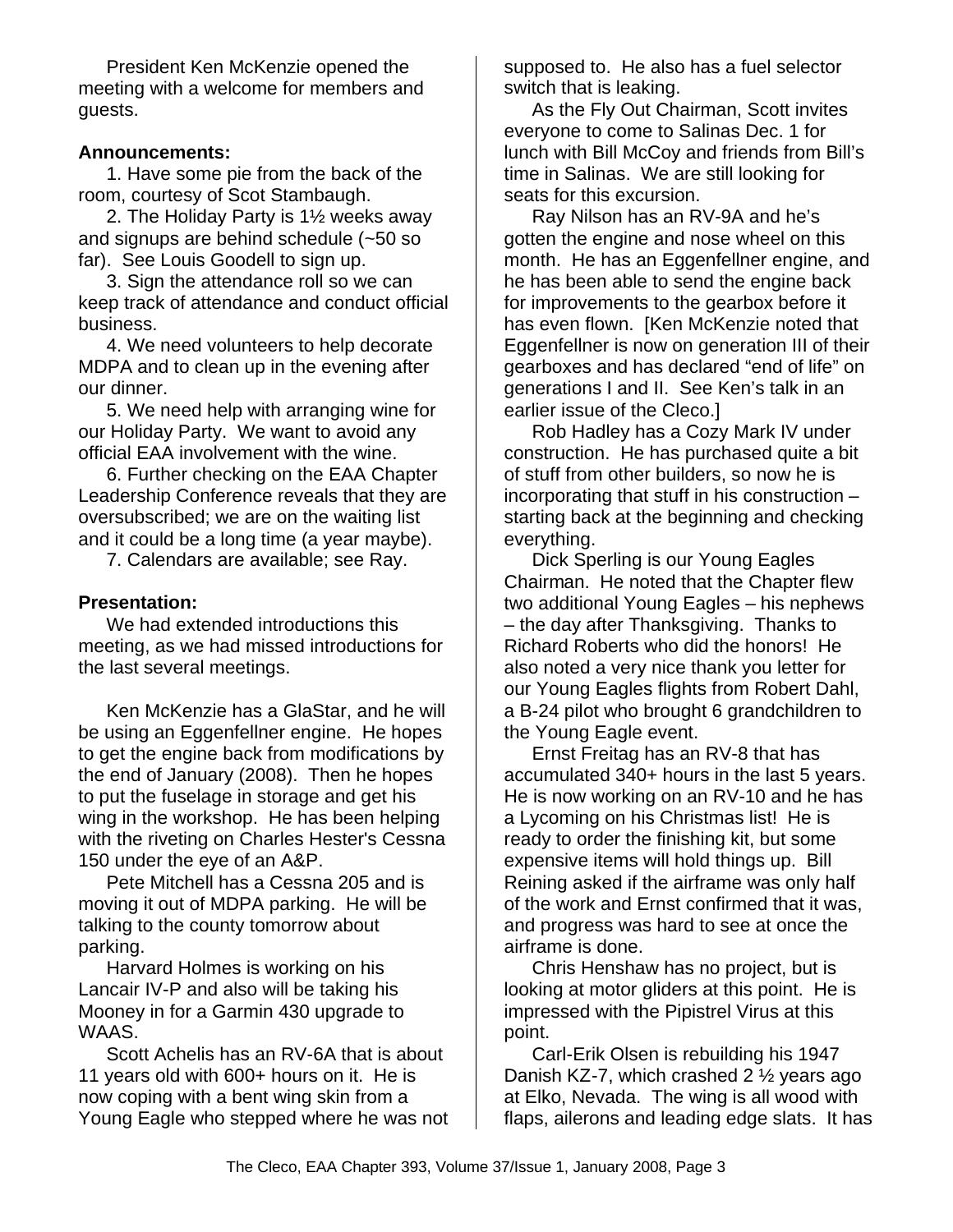President Ken McKenzie opened the meeting with a welcome for members and guests.

**Announcements:**

1. Have some pie from the back of the room, courtesy of Scot Stambaugh.

2. The Holiday Party is 1½ weeks away and signups are behind schedule (~50 so far). See Louis Goodell to sign up.

3. Sign the attendance roll so we can keep track of attendance and conduct official business.

4. We need volunteers to help decorate MDPA and to clean up in the evening after our dinner.

5. We need help with arranging wine for our Holiday Party. We want to avoid any official EAA involvement with the wine.

6. Further checking on the EAA Chapter Leadership Conference reveals that they are oversubscribed; we are on the waiting list and it could be a long time (a year maybe).

7. Calendars are available; see Ray.

**Presentation:**

We had extended introductions this meeting, as we had missed introductions for the last several meetings.

Ken McKenzie has a GlaStar, and he will be using an Eggenfellner engine. He hopes to get the engine back from modifications by the end of January (2008). Then he hopes to put the fuselage in storage and get his wing in the workshop. He has been helping with the riveting on Charles Hester's Cessna 150 under the eye of an A&P.

Pete Mitchell has a Cessna 205 and is moving it out of MDPA parking. He will be talking to the county tomorrow about parking.

Harvard Holmes is working on his Lancair IV-P and also will be taking his Mooney in for a Garmin 430 upgrade to WAAS.

Scott Achelis has an RV-6A that is about 11 years old with 600+ hours on it. He is now coping with a bent wing skin from a Young Eagle who stepped where he was not supposed to. He also has a fuel selector switch that is leaking.

As the Fly Out Chairman, Scott invites everyone to come to Salinas Dec. 1 for lunch with Bill McCoy and friends from Bill's time in Salinas. We are still looking for seats for this excursion.

Ray Nilson has an RV-9A and he's gotten the engine and nose wheel on this month. He has an Eggenfellner engine, and he has been able to send the engine back for improvements to the gearbox before it has even flown. [Ken McKenzie noted that Eggenfellner is now on generation III of their gearboxes and has declared "end of life" on generations I and II. See Ken's talk in an earlier issue of the Cleco.]

Rob Hadley has a Cozy Mark IV under construction. He has purchased quite a bit of stuff from other builders, so now he is incorporating that stuff in his construction – starting back at the beginning and checking everything.

Dick Sperling is our Young Eagles Chairman. He noted that the Chapter flew two additional Young Eagles – his nephews – the day after Thanksgiving. Thanks to Richard Roberts who did the honors! He also noted a very nice thank you letter for our Young Eagles flights from Robert Dahl, a B-24 pilot who brought 6 grandchildren to the Young Eagle event.

Ernst Freitag has an RV-8 that has accumulated 340+ hours in the last 5 years. He is now working on an RV-10 and he has a Lycoming on his Christmas list! He is ready to order the finishing kit, but some expensive items will hold things up. Bill Reining asked if the airframe was only half of the work and Ernst confirmed that it was, and progress was hard to see at once the airframe is done.

Chris Henshaw has no project, but is looking at motor gliders at this point. He is impressed with the Pipistrel Virus at this point.

Carl-Erik Olsen is rebuilding his 1947 Danish KZ-7, which crashed 2 ½ years ago at Elko, Nevada. The wing is all wood with flaps, ailerons and leading edge slats. It has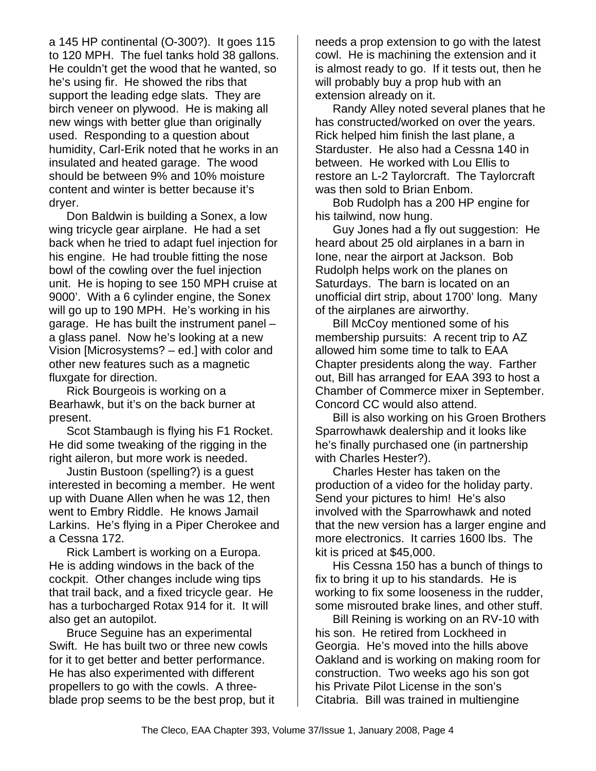a 145 HP continental (O-300?). It goes 115 to 120 MPH. The fuel tanks hold 38 gallons. He couldn't get the wood that he wanted, so he's using fir. He showed the ribs that support the leading edge slats. They are birch veneer on plywood. He is making all new wings with better glue than originally used. Responding to a question about humidity, Carl-Erik noted that he works in an insulated and heated garage. The wood should be between 9% and 10% moisture content and winter is better because it's dryer.

Don Baldwin is building a Sonex, a low wing tricycle gear airplane. He had a set back when he tried to adapt fuel injection for his engine. He had trouble fitting the nose bowl of the cowling over the fuel injection unit. He is hoping to see 150 MPH cruise at 9000'. With a 6 cylinder engine, the Sonex will go up to 190 MPH. He's working in his garage. He has built the instrument panel – a glass panel. Now he's looking at a new Vision [Microsystems? – ed.] with color and other new features such as a magnetic fluxgate for direction.

Rick Bourgeois is working on a Bearhawk, but it's on the back burner at present.

Scot Stambaugh is flying his F1 Rocket. He did some tweaking of the rigging in the right aileron, but more work is needed.

Justin Bustoon (spelling?) is a guest interested in becoming a member. He went up with Duane Allen when he was 12, then went to Embry Riddle. He knows Jamail Larkins. He's flying in a Piper Cherokee and a Cessna 172.

Rick Lambert is working on a Europa. He is adding windows in the back of the cockpit. Other changes include wing tips that trail back, and a fixed tricycle gear. He has a turbocharged Rotax 914 for it. It will also get an autopilot.

Bruce Seguine has an experimental Swift. He has built two or three new cowls for it to get better and better performance. He has also experimented with different propellers to go with the cowls. A three-blade prop seems to be the best prop, but it needs a prop extension to go with the latest cowl. He is machining the extension and it is almost ready to go. If it tests out, then he will probably buy a prop hub with an extension already on it.

Randy Alley noted several planes that he has constructed/worked on over the years. Rick helped him finish the last plane, a Starduster. He also had a Cessna 140 in between. He worked with Lou Ellis to restore an L-2 Taylorcraft. The Taylorcraft was then sold to Brian Enbom.

Bob Rudolph has a 200 HP engine for his tailwind, now hung.

Guy Jones had a fly out suggestion: He heard about 25 old airplanes in a barn in Ione, near the airport at Jackson. Bob Rudolph helps work on the planes on Saturdays. The barn is located on an unofficial dirt strip, about 1700' long. Many of the airplanes are airworthy.

Bill McCoy mentioned some of his membership pursuits: A recent trip to AZ allowed him some time to talk to EAA Chapter presidents along the way. Farther out, Bill has arranged for EAA 393 to host a Chamber of Commerce mixer in September. Concord CC would also attend.

Bill is also working on his Groen Brothers Sparrowhawk dealership and it looks like he's finally purchased one (in partnership with Charles Hester?).

Charles Hester has taken on the production of a video for the holiday party. Send your pictures to him! He's also involved with the Sparrowhawk and noted that the new version has a larger engine and more electronics. It carries 1600 lbs. The kit is priced at $45,000.

His Cessna 150 has a bunch of things to fix to bring it up to his standards. He is working to fix some looseness in the rudder, some misrouted brake lines, and other stuff.

Bill Reining is working on an RV-10 with his son. He retired from Lockheed in Georgia. He's moved into the hills above Oakland and is working on making room for construction. Two weeks ago his son got his Private Pilot License in the son's Citabria. Bill was trained in multiengine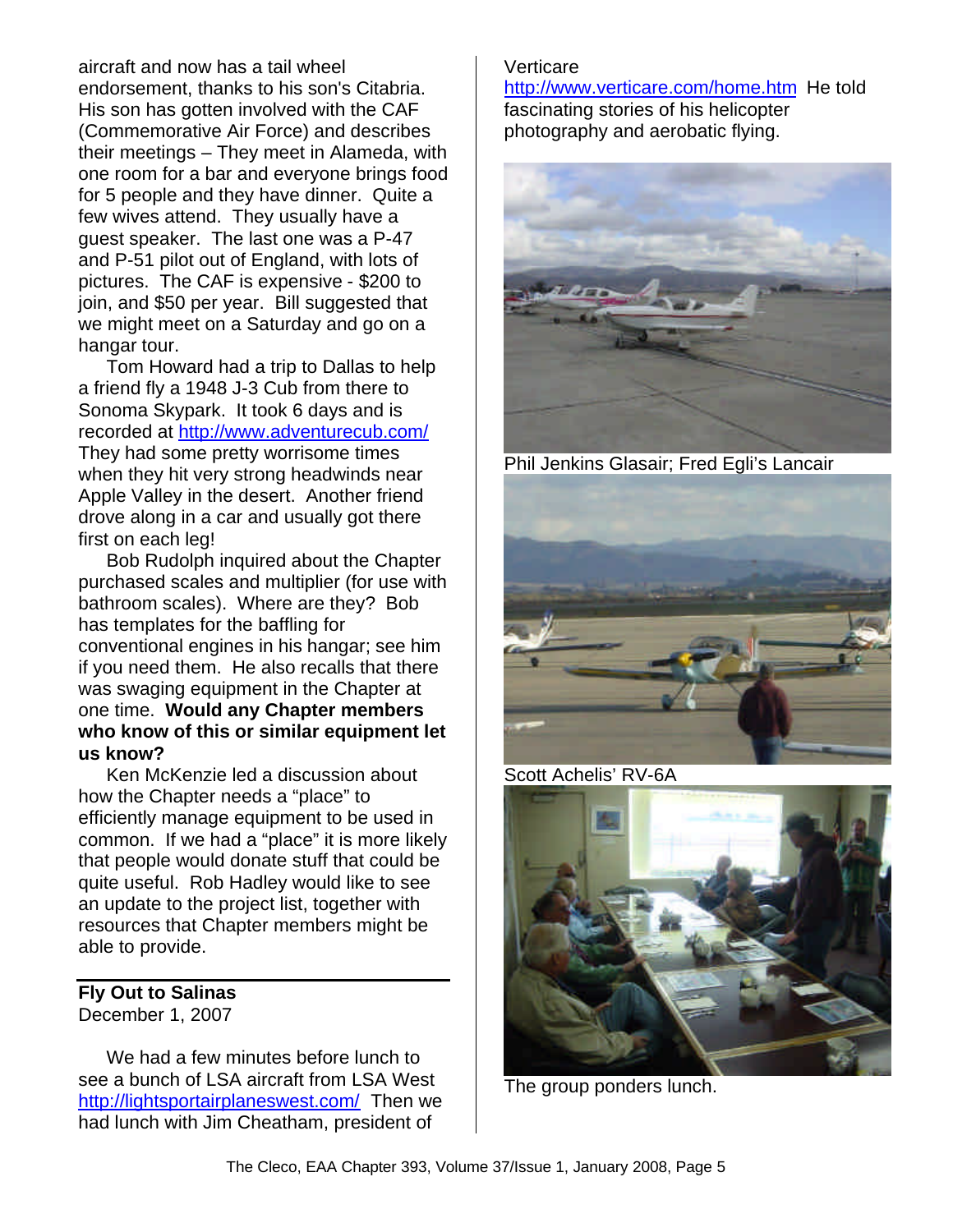aircraft and now has a tail wheel endorsement, thanks to his son's Citabria. His son has gotten involved with the CAF (Commemorative Air Force) and describes their meetings – They meet in Alameda, with one room for a bar and everyone brings food for 5 people and they have dinner. Quite a few wives attend. They usually have a guest speaker. The last one was a P-47 and P-51 pilot out of England, with lots of pictures. The CAF is expensive - $200 to join, and $50 per year. Bill suggested that we might meet on a Saturday and go on a hangar tour.

Tom Howard had a trip to Dallas to help a friend fly a 1948 J-3 Cub from there to Sonoma Skypark. It took 6 days and is recorded at http://www.adventurecub.com/ They had some pretty worrisome times when they hit very strong headwinds near Apple Valley in the desert. Another friend drove along in a car and usually got there first on each leg!

Bob Rudolph inquired about the Chapter purchased scales and multiplier (for use with bathroom scales). Where are they? Bob has templates for the baffling for conventional engines in his hangar; see him if you need them. He also recalls that there was swaging equipment in the Chapter at one time. **Would any Chapter members who know of this or similar equipment let us know?**

Ken McKenzie led a discussion about how the Chapter needs a "place" to efficiently manage equipment to be used in common. If we had a "place" it is more likely that people would donate stuff that could be quite useful. Rob Hadley would like to see an update to the project list, together with resources that Chapter members might be able to provide.

## Fly Out to Salinas

December 1, 2007

We had a few minutes before lunch to see a bunch of LSA aircraft from LSA West http://lightsportairplaneswest.com/ Then we had lunch with Jim Cheatham, president of Verticare http://www.verticare.com/home.htm He told fascinating stories of his helicopter photography and aerobatic flying.

Phil Jenkins Glasair; Fred Egli's Lancair

Scott Achelis' RV-6A

The group ponders lunch.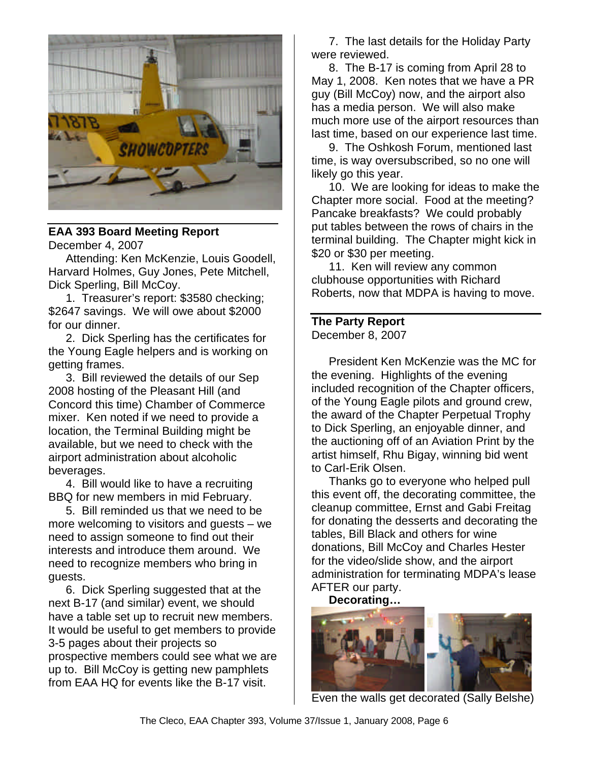## EAA 393 Board Meeting Report

December 4, 2007

Attending: Ken McKenzie, Louis Goodell, Harvard Holmes, Guy Jones, Pete Mitchell, Dick Sperling, Bill McCoy.

1. Treasurer's report: $3580 checking; $2647 savings. We will owe about $2000 for our dinner.
2. Dick Sperling has the certificates for the Young Eagle helpers and is working on getting frames.
3. Bill reviewed the details of our Sep 2008 hosting of the Pleasant Hill (and Concord this time) Chamber of Commerce mixer. Ken noted if we need to provide a location, the Terminal Building might be available, but we need to check with the airport administration about alcoholic beverages.
4. Bill would like to have a recruiting BBQ for new members in mid February.
5. Bill reminded us that we need to be more welcoming to visitors and guests – we need to assign someone to find out their interests and introduce them around. We need to recognize members who bring in guests.
6. Dick Sperling suggested that at the next B-17 (and similar) event, we should have a table set up to recruit new members. It would be useful to get members to provide 3-5 pages about their projects so prospective members could see what we are up to. Bill McCoy is getting new pamphlets from EAA HQ for events like the B-17 visit.
7. The last details for the Holiday Party were reviewed.
8. The B-17 is coming from April 28 to May 1, 2008. Ken notes that we have a PR guy (Bill McCoy) now, and the airport also has a media person. We will also make much more use of the airport resources than last time, based on our experience last time.
9. The Oshkosh Forum, mentioned last time, is way oversubscribed, so no one will likely go this year.
10. We are looking for ideas to make the Chapter more social. Food at the meeting? Pancake breakfasts? We could probably put tables between the rows of chairs in the terminal building. The Chapter might kick in $20 or $30 per meeting.
11. Ken will review any common clubhouse opportunities with Richard Roberts, now that MDPA is having to move.

## The Party Report

December 8, 2007

President Ken McKenzie was the MC for the evening. Highlights of the evening included recognition of the Chapter officers, of the Young Eagle pilots and ground crew, the award of the Chapter Perpetual Trophy to Dick Sperling, an enjoyable dinner, and the auctioning off of an Aviation Print by the artist himself, Rhu Bigay, winning bid went to Carl-Erik Olsen.

Thanks go to everyone who helped pull this event off, the decorating committee, the cleanup committee, Ernst and Gabi Freitag for donating the desserts and decorating the tables, Bill Black and others for wine donations, Bill McCoy and Charles Hester for the video/slide show, and the airport administration for terminating MDPA's lease AFTER our party.

**Decorating…**

Even the walls get decorated (Sally Belshe)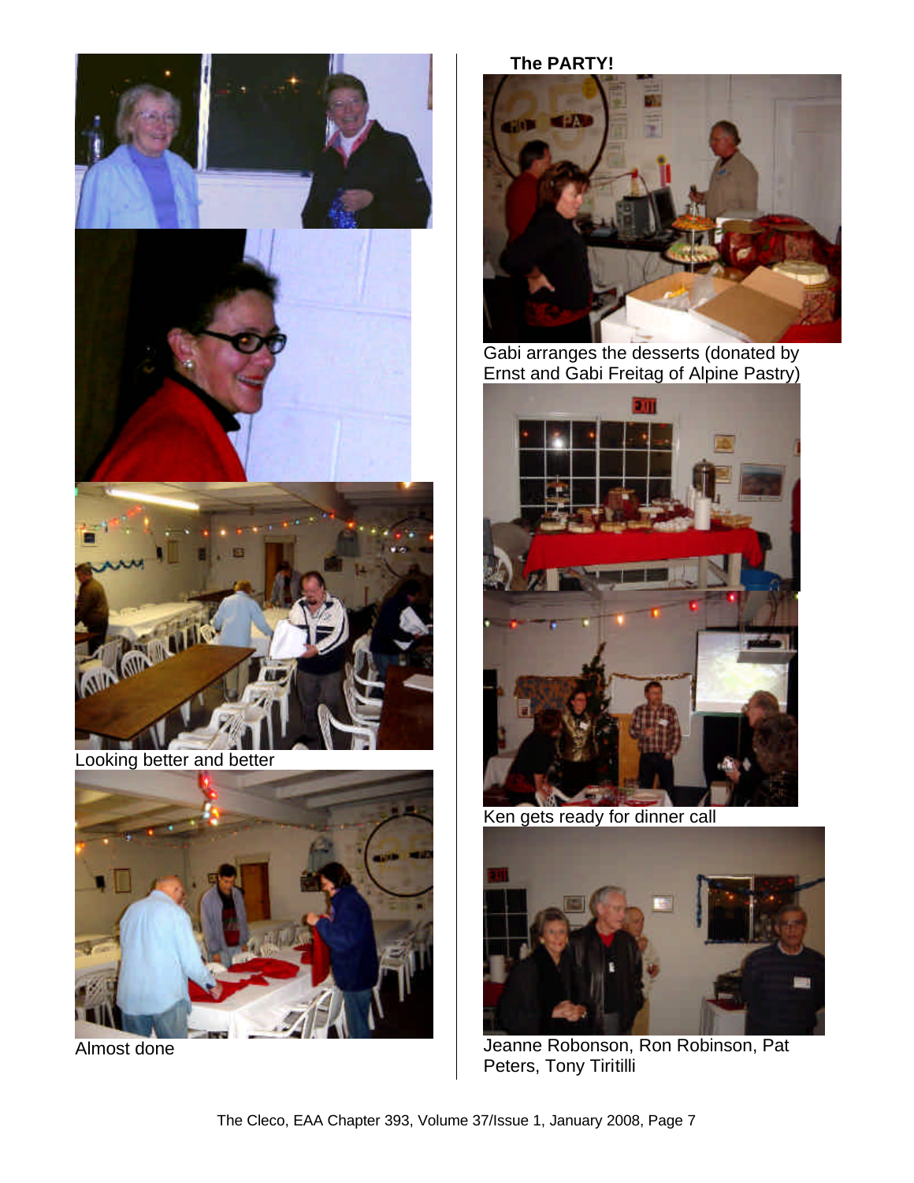Looking better and better

Almost done

**The PARTY!**

Gabi arranges the desserts (donated by Ernst and Gabi Freitag of Alpine Pastry)

Ken gets ready for dinner call

Jeanne Robonson, Ron Robinson, Pat Peters, Tony Tiritilli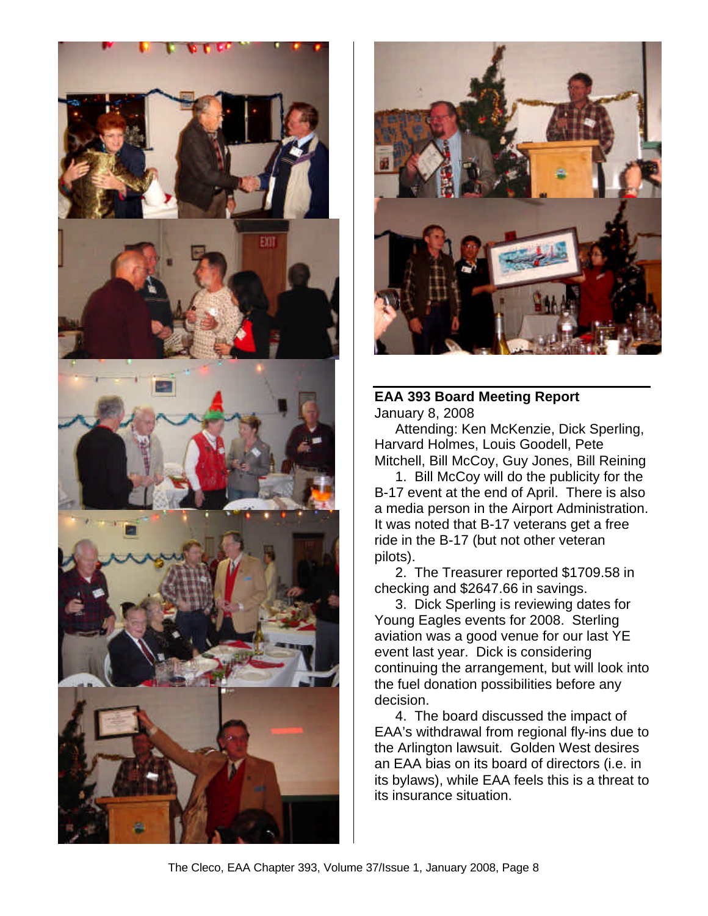## EAA 393 Board Meeting Report

January 8, 2008

Attending: Ken McKenzie, Dick Sperling, Harvard Holmes, Louis Goodell, Pete Mitchell, Bill McCoy, Guy Jones, Bill Reining

1. Bill McCoy will do the publicity for the B-17 event at the end of April. There is also a media person in the Airport Administration. It was noted that B-17 veterans get a free ride in the B-17 (but not other veteran pilots).

2. The Treasurer reported $1709.58 in checking and $2647.66 in savings.

3. Dick Sperling is reviewing dates for Young Eagles events for 2008. Sterling aviation was a good venue for our last YE event last year. Dick is considering continuing the arrangement, but will look into the fuel donation possibilities before any decision.

4. The board discussed the impact of EAA's withdrawal from regional fly-ins due to the Arlington lawsuit. Golden West desires an EAA bias on its board of directors (i.e. in its bylaws), while EAA feels this is a threat to its insurance situation.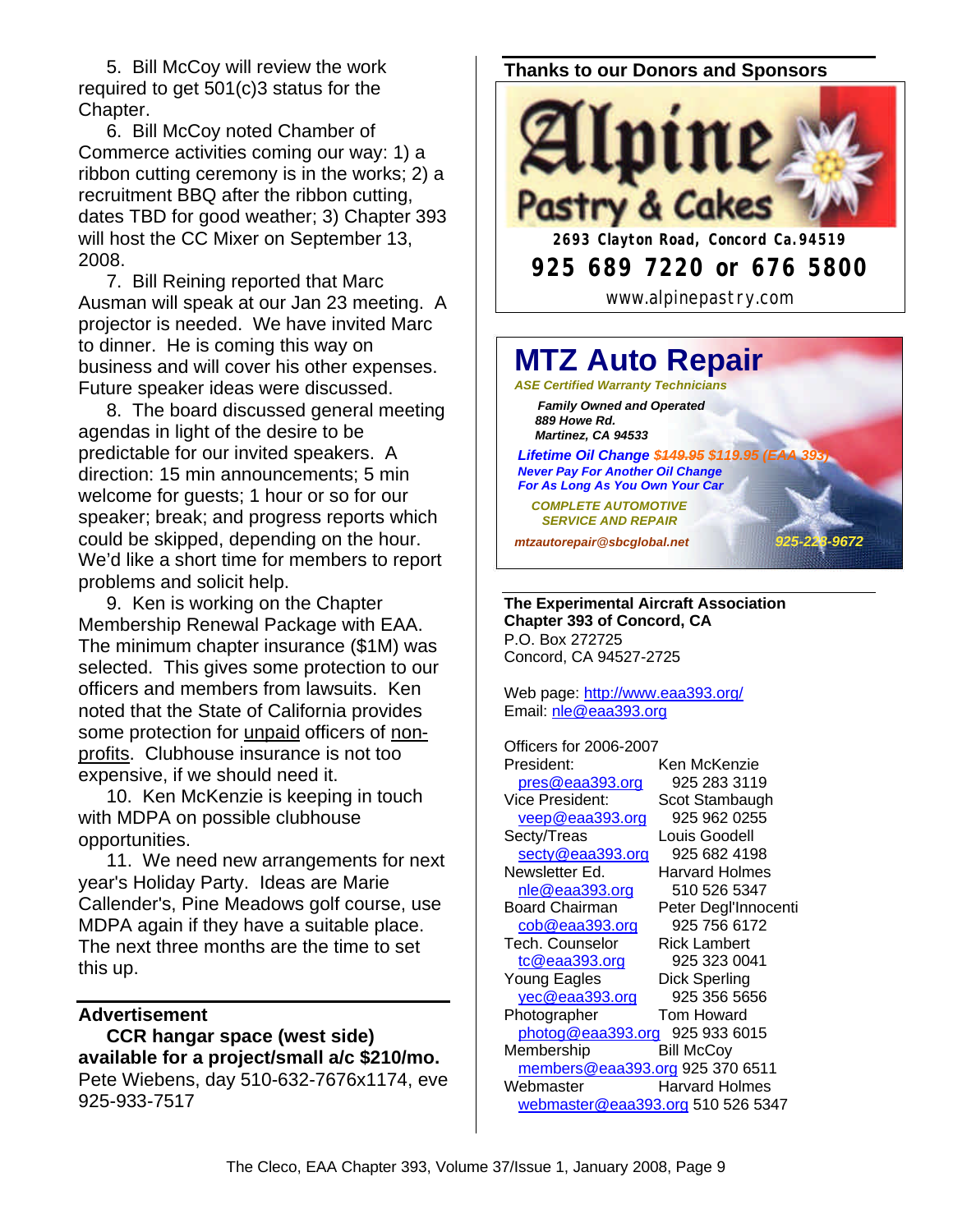5. Bill McCoy will review the work required to get 501(c)3 status for the Chapter.

6. Bill McCoy noted Chamber of Commerce activities coming our way: 1) a ribbon cutting ceremony is in the works; 2) a recruitment BBQ after the ribbon cutting, dates TBD for good weather; 3) Chapter 393 will host the CC Mixer on September 13, 2008.

7. Bill Reining reported that Marc Ausman will speak at our Jan 23 meeting. A projector is needed. We have invited Marc to dinner. He is coming this way on business and will cover his other expenses. Future speaker ideas were discussed.

8. The board discussed general meeting agendas in light of the desire to be predictable for our invited speakers. A direction: 15 min announcements; 5 min welcome for guests; 1 hour or so for our speaker; break; and progress reports which could be skipped, depending on the hour. We'd like a short time for members to report problems and solicit help.

9. Ken is working on the Chapter Membership Renewal Package with EAA. The minimum chapter insurance ($1M) was selected. This gives some protection to our officers and members from lawsuits. Ken noted that the State of California provides some protection for unpaid officers of non-profits. Clubhouse insurance is not too expensive, if we should need it.

10. Ken McKenzie is keeping in touch with MDPA on possible clubhouse opportunities.

11. We need new arrangements for next year's Holiday Party. Ideas are Marie Callender's, Pine Meadows golf course, use MDPA again if they have a suitable place. The next three months are the time to set this up.

## Advertisement

**CCR hangar space (west side) available for a project/small a/c $210/mo.** Pete Wiebens, day 510-632-7676x1174, eve 925-933-7517

## Thanks to our Donors and Sponsors

**Alpine Pastry & Cakes**
2693 Clayton Road, Concord Ca.94519
925 689 7220 or 676 5800
www.alpinepastry.com

**MTZ Auto Repair**
*ASE Certified Warranty Technicians*
*Family Owned and Operated*
*889 Howe Rd.*
*Martinez, CA 94533*
*Lifetime Oil Change ~~$149.95~~ $119.95 (EAA 393)*
*Never Pay For Another Oil Change For As Long As You Own Your Car*
*COMPLETE AUTOMOTIVE SERVICE AND REPAIR*
*mtzautorepair@sbcglobal.net* 925-228-9672

**The Experimental Aircraft Association Chapter 393 of Concord, CA**
P.O. Box 272725
Concord, CA 94527-2725

Web page: http://www.eaa393.org/
Email: nle@eaa393.org

Officers for 2006-2007

| Position | Name / Phone |
| --- | --- |
| President: pres@eaa393.org | Ken McKenzie 925 283 3119 |
| Vice President: veep@eaa393.org | Scot Stambaugh 925 962 0255 |
| Secty/Treas secty@eaa393.org | Louis Goodell 925 682 4198 |
| Newsletter Ed. nle@eaa393.org | Harvard Holmes 510 526 5347 |
| Board Chairman cob@eaa393.org | Peter Degl'Innocenti 925 756 6172 |
| Tech. Counselor tc@eaa393.org | Rick Lambert 925 323 0041 |
| Young Eagles yec@eaa393.org | Dick Sperling 925 356 5656 |
| Photographer photog@eaa393.org | Tom Howard 925 933 6015 |
| Membership members@eaa393.org | Bill McCoy 925 370 6511 |
| Webmaster webmaster@eaa393.org | Harvard Holmes 510 526 5347 |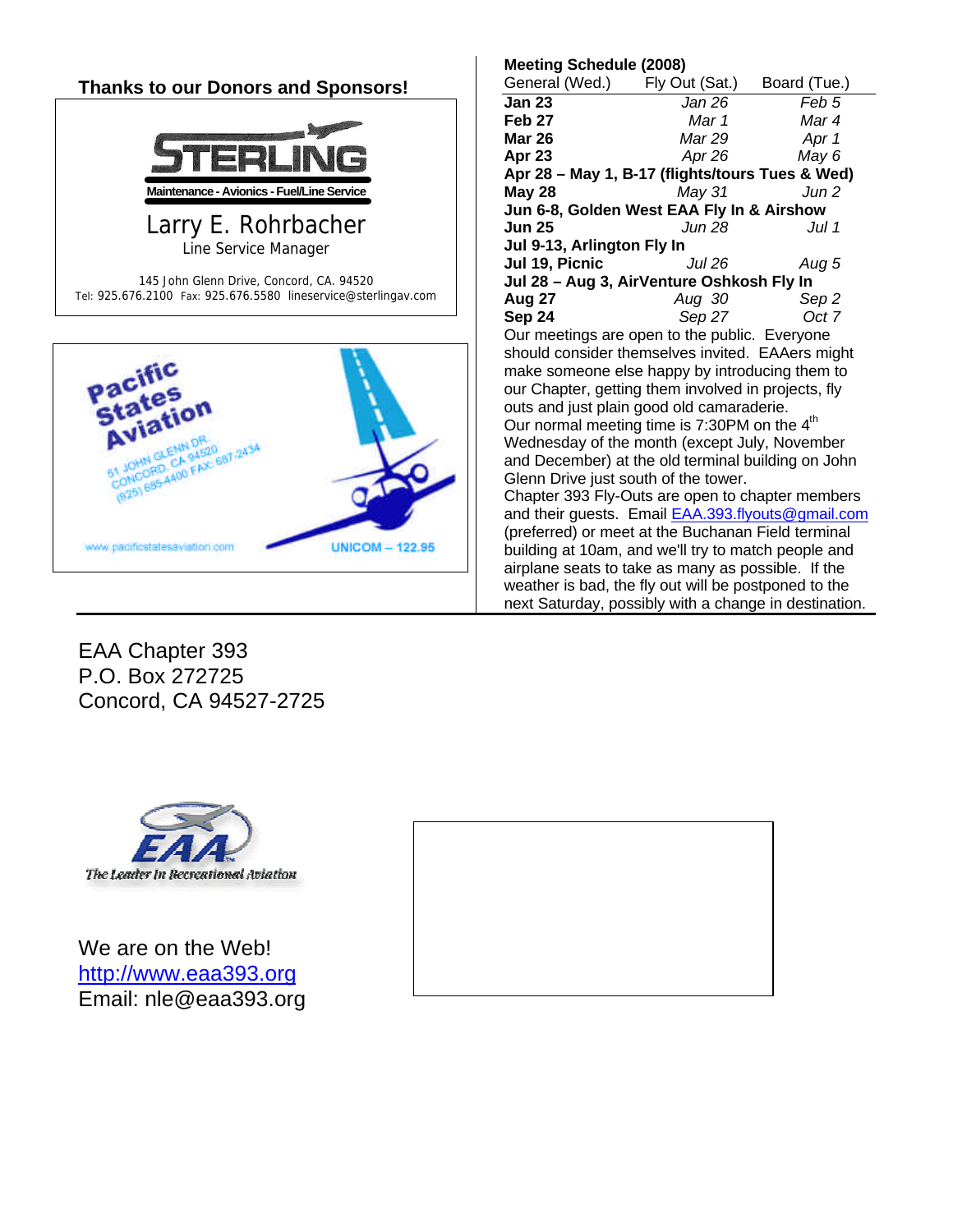## Thanks to our Donors and Sponsors!

STERLING
Maintenance - Avionics - Fuel/Line Service

Larry E. Rohrbacher
Line Service Manager

145 John Glenn Drive, Concord, CA. 94520
Tel: 925.676.2100 Fax: 925.676.5580 lineservice@sterlingav.com

Pacific States Aviation
51 JOHN GLENN DR.
CONCORD, CA 94520
(925) 685-4400 FAX: 687-2434
www.pacificstatesaviation.com
UNICOM – 122.95

**Meeting Schedule (2008)**

| General (Wed.) | Fly Out (Sat.) | Board (Tue.) |
|---|---|---|
| **Jan 23** | *Jan 26* | *Feb 5* |
| **Feb 27** | *Mar 1* | *Mar 4* |
| **Mar 26** | *Mar 29* | *Apr 1* |
| **Apr 23** | *Apr 26* | *May 6* |
| **Apr 28 – May 1, B-17 (flights/tours Tues & Wed)** | | |
| **May 28** | *May 31* | *Jun 2* |
| **Jun 6-8, Golden West EAA Fly In & Airshow** | | |
| **Jun 25** | *Jun 28* | *Jul 1* |
| **Jul 9-13, Arlington Fly In** | | |
| **Jul 19, Picnic** | *Jul 26* | *Aug 5* |
| **Jul 28 – Aug 3, AirVenture Oshkosh Fly In** | | |
| **Aug 27** | *Aug 30* | *Sep 2* |
| **Sep 24** | *Sep 27* | *Oct 7* |

Our meetings are open to the public. Everyone should consider themselves invited. EAAers might make someone else happy by introducing them to our Chapter, getting them involved in projects, fly outs and just plain good old camaraderie.

Our normal meeting time is 7:30PM on the 4th Wednesday of the month (except July, November and December) at the old terminal building on John Glenn Drive just south of the tower.

Chapter 393 Fly-Outs are open to chapter members and their guests. Email EAA.393.flyouts@gmail.com (preferred) or meet at the Buchanan Field terminal building at 10am, and we'll try to match people and airplane seats to take as many as possible. If the weather is bad, the fly out will be postponed to the next Saturday, possibly with a change in destination.

---

EAA Chapter 393
P.O. Box 272725
Concord, CA 94527-2725

EAA
The Leader In Recreational Aviation

We are on the Web!
http://www.eaa393.org
Email: nle@eaa393.org